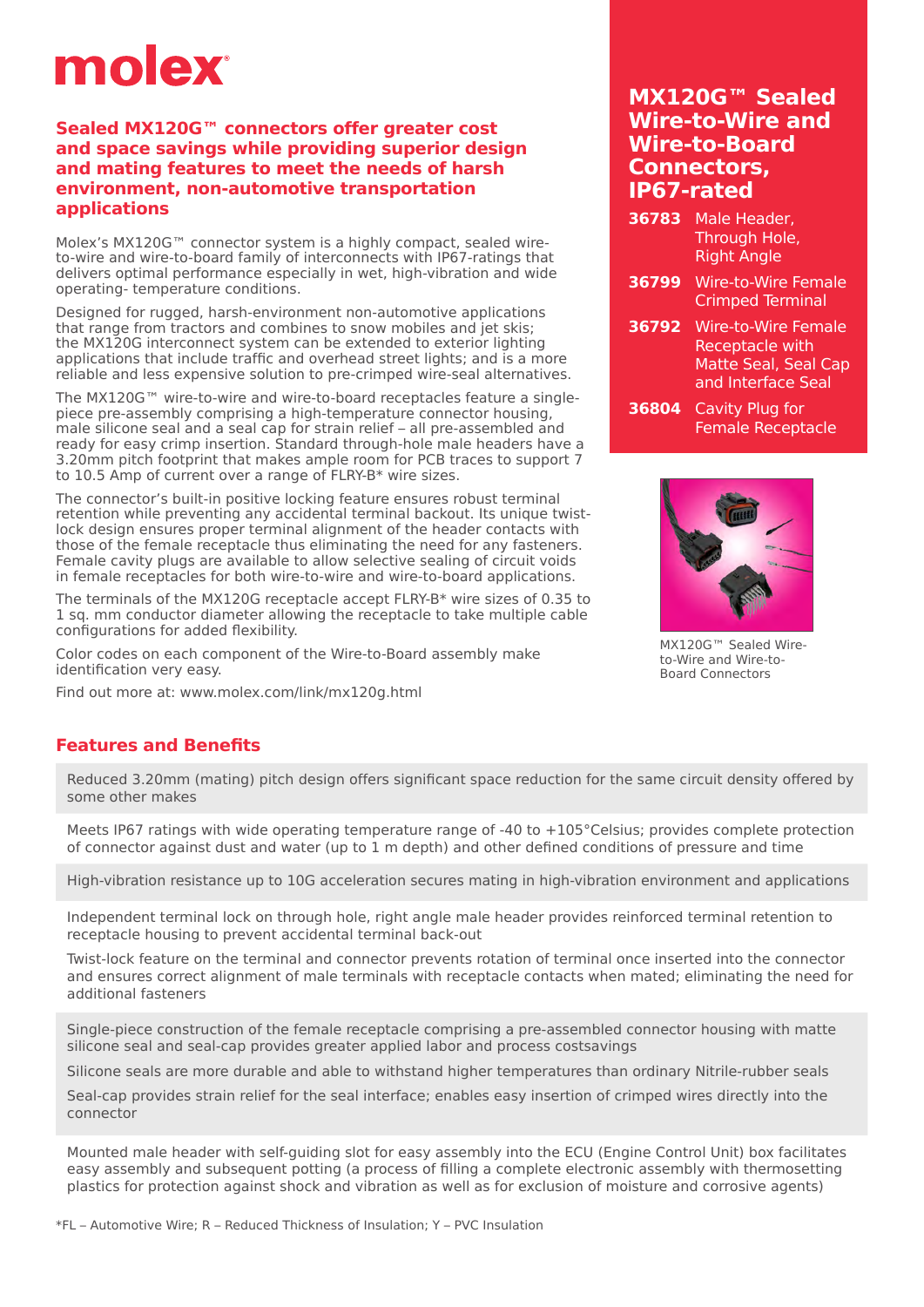molex

## Sealed MX120G™ connectors offer greater cost and space savings while providing superior design and mating features to meet the needs of harsh environment, non-automotive transportation applications

Molex's MX120G™ connector system is a highly compact, sealed wire-to-wire and wire-to-board family of interconnects with IP67-ratings that delivers optimal performance especially in wet, high-vibration and wide operating- temperature conditions.

Designed for rugged, harsh-environment non-automotive applications that range from tractors and combines to snow mobiles and jet skis; the MX120G interconnect system can be extended to exterior lighting applications that include traffic and overhead street lights; and is a more reliable and less expensive solution to pre-crimped wire-seal alternatives.

The MX120G™ wire-to-wire and wire-to-board receptacles feature a single-piece pre-assembly comprising a high-temperature connector housing, male silicone seal and a seal cap for strain relief – all pre-assembled and ready for easy crimp insertion. Standard through-hole male headers have a 3.20mm pitch footprint that makes ample room for PCB traces to support 7 to 10.5 Amp of current over a range of FLRY-B* wire sizes.

The connector's built-in positive locking feature ensures robust terminal retention while preventing any accidental terminal backout. Its unique twist-lock design ensures proper terminal alignment of the header contacts with those of the female receptacle thus eliminating the need for any fasteners. Female cavity plugs are available to allow selective sealing of circuit voids in female receptacles for both wire-to-wire and wire-to-board applications.

The terminals of the MX120G receptacle accept FLRY-B* wire sizes of 0.35 to 1 sq. mm conductor diameter allowing the receptacle to take multiple cable configurations for added flexibility.

Color codes on each component of the Wire-to-Board assembly make identification very easy.

Find out more at: www.molex.com/link/mx120g.html

## MX120G™ Sealed Wire-to-Wire and Wire-to-Board Connectors, IP67-rated

**36783** Male Header, Through Hole, Right Angle

**36799** Wire-to-Wire Female Crimped Terminal

**36792** Wire-to-Wire Female Receptacle with Matte Seal, Seal Cap and Interface Seal

**36804** Cavity Plug for Female Receptacle

MX120G™ Sealed Wire-to-Wire and Wire-to-Board Connectors

## Features and Benefits

Reduced 3.20mm (mating) pitch design offers significant space reduction for the same circuit density offered by some other makes

Meets IP67 ratings with wide operating temperature range of -40 to +105°Celsius; provides complete protection of connector against dust and water (up to 1 m depth) and other defined conditions of pressure and time

High-vibration resistance up to 10G acceleration secures mating in high-vibration environment and applications

Independent terminal lock on through hole, right angle male header provides reinforced terminal retention to receptacle housing to prevent accidental terminal back-out

Twist-lock feature on the terminal and connector prevents rotation of terminal once inserted into the connector and ensures correct alignment of male terminals with receptacle contacts when mated; eliminating the need for additional fasteners

Single-piece construction of the female receptacle comprising a pre-assembled connector housing with matte silicone seal and seal-cap provides greater applied labor and process costsavings

Silicone seals are more durable and able to withstand higher temperatures than ordinary Nitrile-rubber seals

Seal-cap provides strain relief for the seal interface; enables easy insertion of crimped wires directly into the connector

Mounted male header with self-guiding slot for easy assembly into the ECU (Engine Control Unit) box facilitates easy assembly and subsequent potting (a process of filling a complete electronic assembly with thermosetting plastics for protection against shock and vibration as well as for exclusion of moisture and corrosive agents)

*FL – Automotive Wire; R – Reduced Thickness of Insulation; Y – PVC Insulation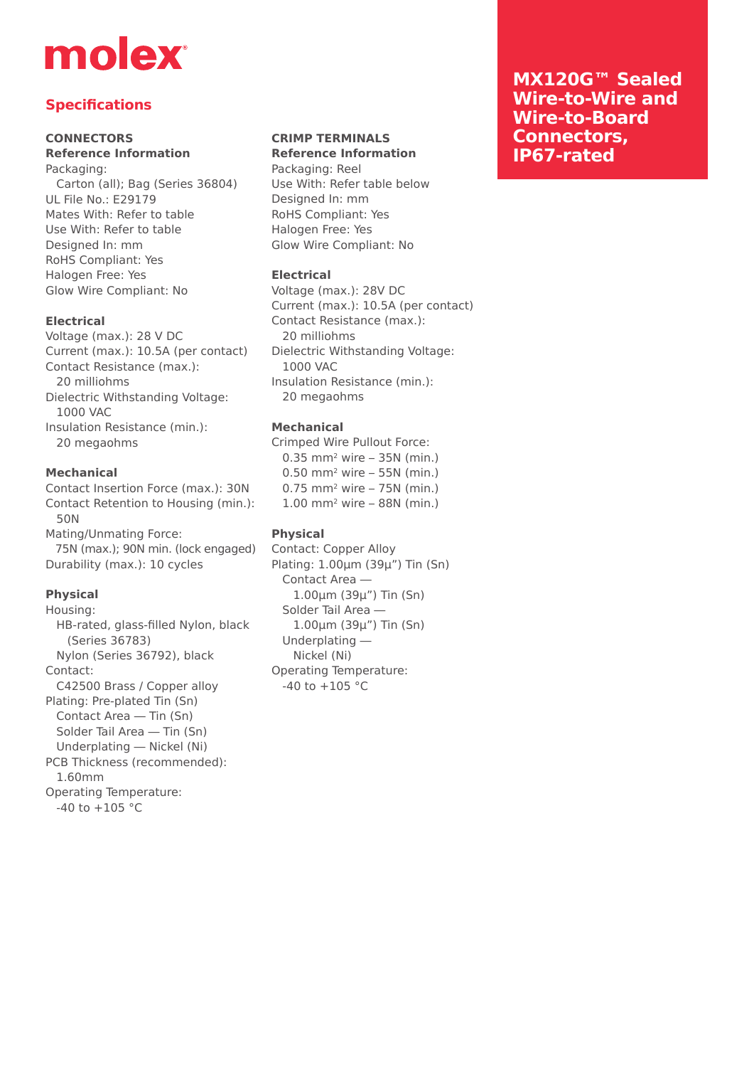# MX120G™ Sealed Wire-to-Wire and Wire-to-Board Connectors, IP67-rated

## Specifications

### CONNECTORS

**Reference Information**

Packaging:
Carton (all); Bag (Series 36804)
UL File No.: E29179
Mates With: Refer to table
Use With: Refer to table
Designed In: mm
RoHS Compliant: Yes
Halogen Free: Yes
Glow Wire Compliant: No

**Electrical**

Voltage (max.): 28 V DC
Current (max.): 10.5A (per contact)
Contact Resistance (max.):
20 milliohms
Dielectric Withstanding Voltage:
1000 VAC
Insulation Resistance (min.):
20 megaohms

**Mechanical**

Contact Insertion Force (max.): 30N
Contact Retention to Housing (min.):
50N
Mating/Unmating Force:
75N (max.); 90N min. (lock engaged)
Durability (max.): 10 cycles

**Physical**

Housing:
HB-rated, glass-filled Nylon, black
(Series 36783)
Nylon (Series 36792), black
Contact:
C42500 Brass / Copper alloy
Plating: Pre-plated Tin (Sn)
Contact Area — Tin (Sn)
Solder Tail Area — Tin (Sn)
Underplating — Nickel (Ni)
PCB Thickness (recommended):
1.60mm
Operating Temperature:
-40 to +105 °C

### CRIMP TERMINALS

**Reference Information**

Packaging: Reel
Use With: Refer table below
Designed In: mm
RoHS Compliant: Yes
Halogen Free: Yes
Glow Wire Compliant: No

**Electrical**

Voltage (max.): 28V DC
Current (max.): 10.5A (per contact)
Contact Resistance (max.):
20 milliohms
Dielectric Withstanding Voltage:
1000 VAC
Insulation Resistance (min.):
20 megaohms

**Mechanical**

Crimped Wire Pullout Force:
0.35 $mm^2$ wire – 35N (min.)
0.50 $mm^2$ wire – 55N (min.)
0.75 $mm^2$ wire – 75N (min.)
1.00 $mm^2$ wire – 88N (min.)

**Physical**

Contact: Copper Alloy
Plating: 1.00µm (39µ”) Tin (Sn)
Contact Area —
1.00µm (39µ”) Tin (Sn)
Solder Tail Area —
1.00µm (39µ”) Tin (Sn)
Underplating —
Nickel (Ni)
Operating Temperature:
-40 to +105 °C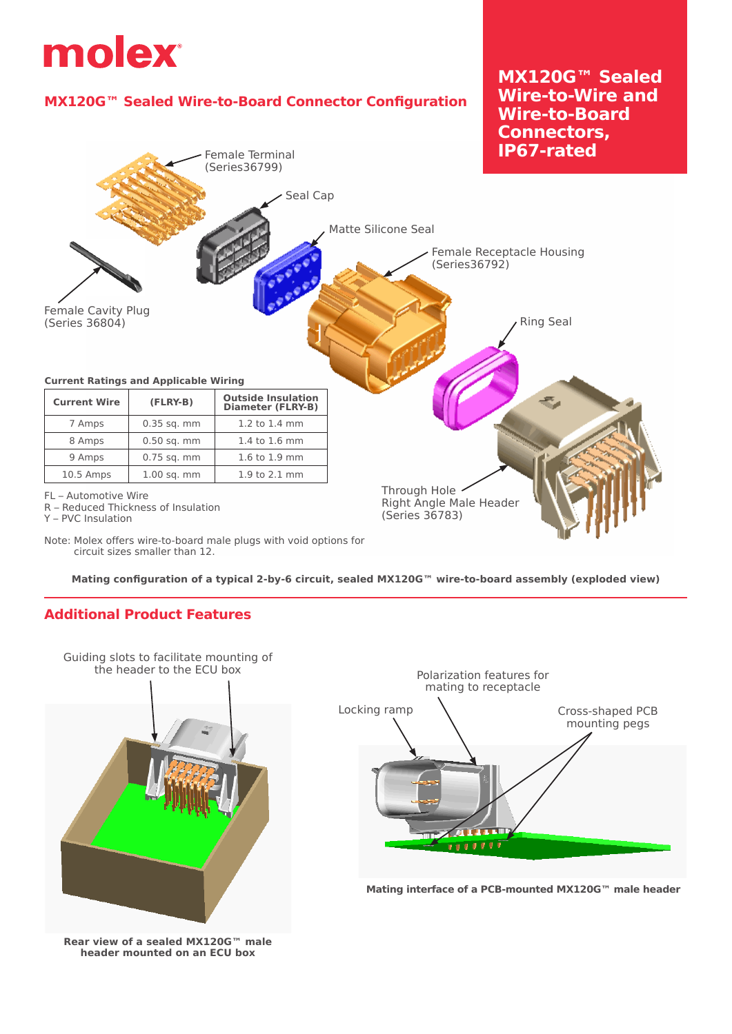# MX120G™ Sealed Wire-to-Wire and Wire-to-Board Connectors, IP67-rated

## MX120G™ Sealed Wire-to-Board Connector Configuration

Female Terminal (Series36799)

Seal Cap

Matte Silicone Seal

Female Receptacle Housing (Series36792)

Female Cavity Plug (Series 36804)

Ring Seal

Through Hole Right Angle Male Header (Series 36783)

**Current Ratings and Applicable Wiring**

| Current Wire | (FLRY-B) | Outside Insulation Diameter (FLRY-B) |
|---|---|---|
| 7 Amps | 0.35 sq. mm | 1.2 to 1.4 mm |
| 8 Amps | 0.50 sq. mm | 1.4 to 1.6 mm |
| 9 Amps | 0.75 sq. mm | 1.6 to 1.9 mm |
| 10.5 Amps | 1.00 sq. mm | 1.9 to 2.1 mm |

FL – Automotive Wire
R – Reduced Thickness of Insulation
Y – PVC Insulation

Note: Molex offers wire-to-board male plugs with void options for circuit sizes smaller than 12.

**Mating configuration of a typical 2-by-6 circuit, sealed MX120G™ wire-to-board assembly (exploded view)**

## Additional Product Features

Guiding slots to facilitate mounting of the header to the ECU box

**Rear view of a sealed MX120G™ male header mounted on an ECU box**

Polarization features for mating to receptacle

Locking ramp

Cross-shaped PCB mounting pegs

**Mating interface of a PCB-mounted MX120G™ male header**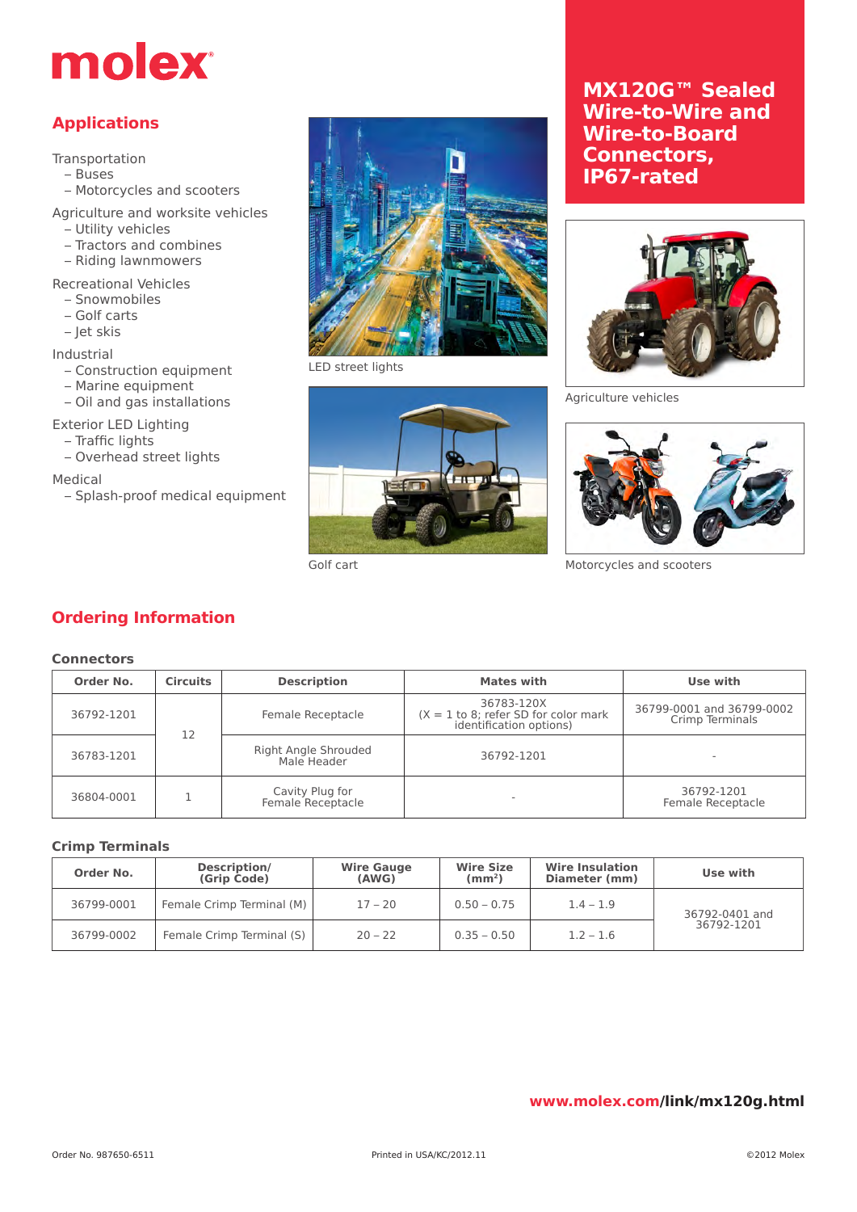# MX120G™ Sealed Wire-to-Wire and Wire-to-Board Connectors, IP67-rated

## Applications

Transportation
- Buses
- Motorcycles and scooters

Agriculture and worksite vehicles
- Utility vehicles
- Tractors and combines
- Riding lawnmowers

Recreational Vehicles
- Snowmobiles
- Golf carts
- Jet skis

Industrial
- Construction equipment
- Marine equipment
- Oil and gas installations

Exterior LED Lighting
- Traffic lights
- Overhead street lights

Medical
- Splash-proof medical equipment

LED street lights

Agriculture vehicles

Golf cart

Motorcycles and scooters

## Ordering Information

### Connectors

| Order No. | Circuits | Description | Mates with | Use with |
|---|---|---|---|---|
| 36792-1201 | 12 | Female Receptacle | 36783-120X (X = 1 to 8; refer SD for color mark identification options) | 36799-0001 and 36799-0002 Crimp Terminals |
| 36783-1201 | | Right Angle Shrouded Male Header | 36792-1201 | - |
| 36804-0001 | 1 | Cavity Plug for Female Receptacle | - | 36792-1201 Female Receptacle |

### Crimp Terminals

| Order No. | Description/ (Grip Code) | Wire Gauge (AWG) | Wire Size (mm²) | Wire Insulation Diameter (mm) | Use with |
|---|---|---|---|---|---|
| 36799-0001 | Female Crimp Terminal (M) | 17 – 20 | 0.50 – 0.75 | 1.4 – 1.9 | 36792-0401 and 36792-1201 |
| 36799-0002 | Female Crimp Terminal (S) | 20 – 22 | 0.35 – 0.50 | 1.2 – 1.6 | |

**www.molex.com/link/mx120g.html**

Order No. 987650-6511 Printed in USA/KC/2012.11 ©2012 Molex